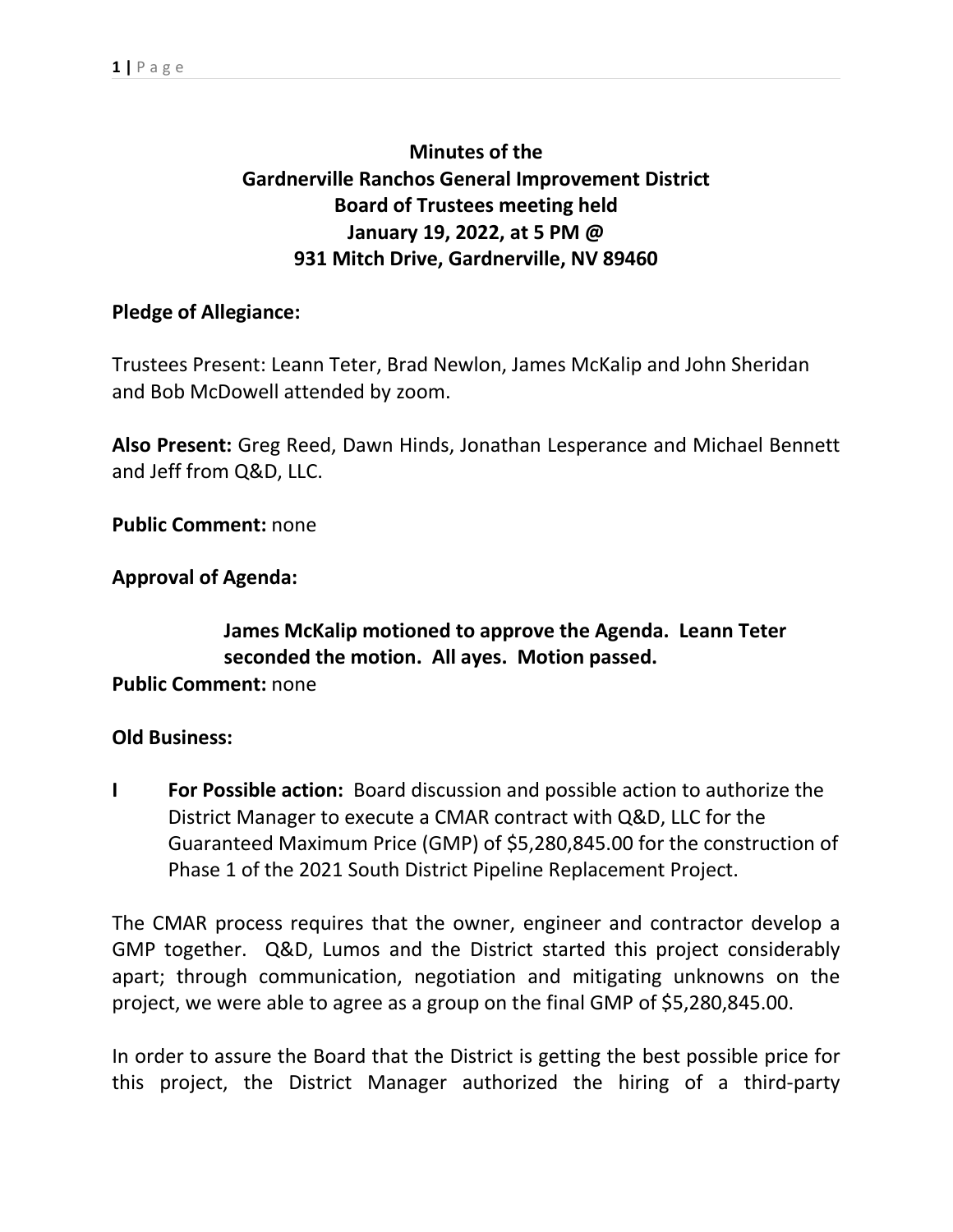# Minutes of the Gardnerville Ranchos General Improvement District Board of Trustees meeting held January 19, 2022, at 5 PM @ 931 Mitch Drive, Gardnerville, NV 89460

**Pledge of Allegiance:**

Trustees Present: Leann Teter, Brad Newlon, James McKalip and John Sheridan and Bob McDowell attended by zoom.

**Also Present:** Greg Reed, Dawn Hinds, Jonathan Lesperance and Michael Bennett and Jeff from Q&D, LLC.

**Public Comment:** none

**Approval of Agenda:**

> **James McKalip motioned to approve the Agenda. Leann Teter seconded the motion. All ayes. Motion passed.**

**Public Comment:** none

**Old Business:**

**I** **For Possible action:** Board discussion and possible action to authorize the District Manager to execute a CMAR contract with Q&D, LLC for the Guaranteed Maximum Price (GMP) of $5,280,845.00 for the construction of Phase 1 of the 2021 South District Pipeline Replacement Project.

The CMAR process requires that the owner, engineer and contractor develop a GMP together. Q&D, Lumos and the District started this project considerably apart; through communication, negotiation and mitigating unknowns on the project, we were able to agree as a group on the final GMP of $5,280,845.00.

In order to assure the Board that the District is getting the best possible price for this project, the District Manager authorized the hiring of a third-party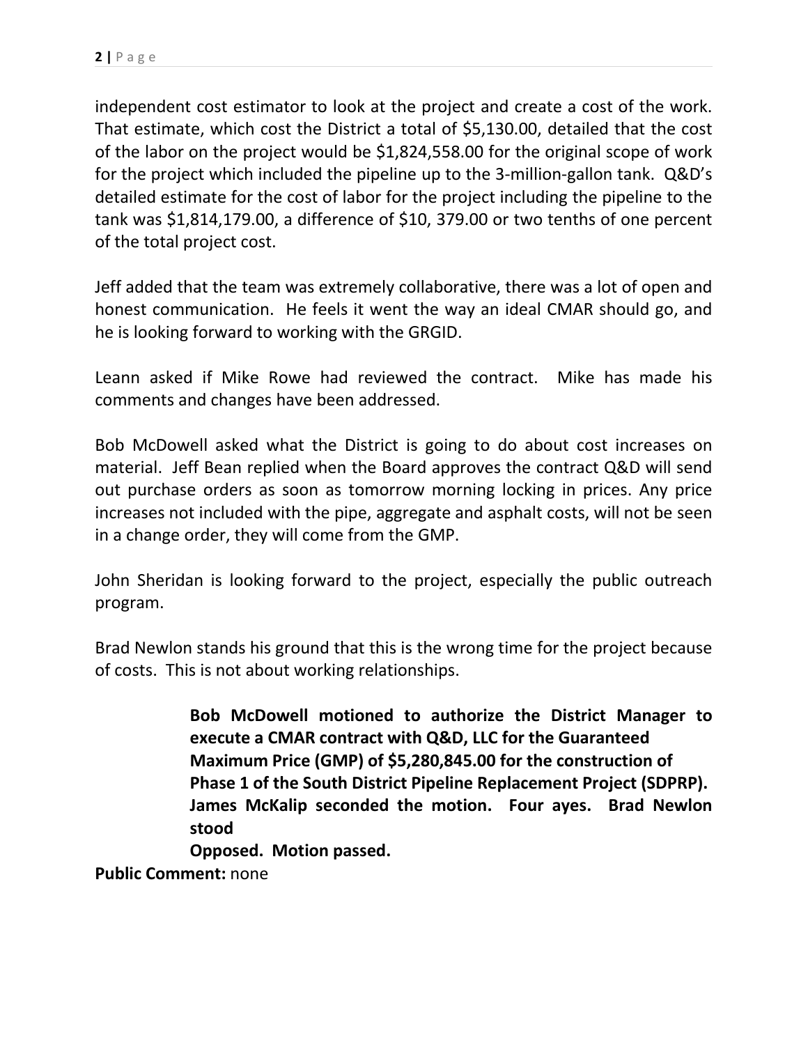independent cost estimator to look at the project and create a cost of the work. That estimate, which cost the District a total of $5,130.00, detailed that the cost of the labor on the project would be $1,824,558.00 for the original scope of work for the project which included the pipeline up to the 3-million-gallon tank. Q&D's detailed estimate for the cost of labor for the project including the pipeline to the tank was $1,814,179.00, a difference of $10, 379.00 or two tenths of one percent of the total project cost.

Jeff added that the team was extremely collaborative, there was a lot of open and honest communication. He feels it went the way an ideal CMAR should go, and he is looking forward to working with the GRGID.

Leann asked if Mike Rowe had reviewed the contract. Mike has made his comments and changes have been addressed.

Bob McDowell asked what the District is going to do about cost increases on material. Jeff Bean replied when the Board approves the contract Q&D will send out purchase orders as soon as tomorrow morning locking in prices. Any price increases not included with the pipe, aggregate and asphalt costs, will not be seen in a change order, they will come from the GMP.

John Sheridan is looking forward to the project, especially the public outreach program.

Brad Newlon stands his ground that this is the wrong time for the project because of costs. This is not about working relationships.

> **Bob McDowell motioned to authorize the District Manager to execute a CMAR contract with Q&D, LLC for the Guaranteed Maximum Price (GMP) of $5,280,845.00 for the construction of Phase 1 of the South District Pipeline Replacement Project (SDPRP). James McKalip seconded the motion. Four ayes. Brad Newlon stood Opposed. Motion passed.**

**Public Comment:** none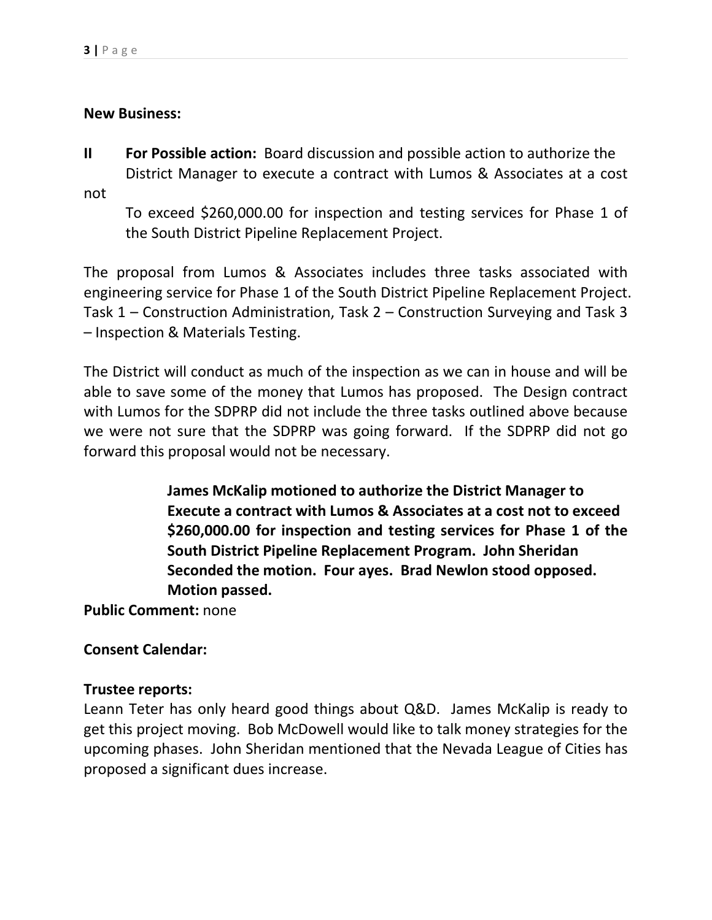**New Business:**

**II For Possible action:** Board discussion and possible action to authorize the District Manager to execute a contract with Lumos & Associates at a cost not To exceed $260,000.00 for inspection and testing services for Phase 1 of the South District Pipeline Replacement Project.

The proposal from Lumos & Associates includes three tasks associated with engineering service for Phase 1 of the South District Pipeline Replacement Project. Task 1 – Construction Administration, Task 2 – Construction Surveying and Task 3 – Inspection & Materials Testing.

The District will conduct as much of the inspection as we can in house and will be able to save some of the money that Lumos has proposed. The Design contract with Lumos for the SDPRP did not include the three tasks outlined above because we were not sure that the SDPRP was going forward. If the SDPRP did not go forward this proposal would not be necessary.

> **James McKalip motioned to authorize the District Manager to Execute a contract with Lumos & Associates at a cost not to exceed $260,000.00 for inspection and testing services for Phase 1 of the South District Pipeline Replacement Program. John Sheridan Seconded the motion. Four ayes. Brad Newlon stood opposed. Motion passed.**

**Public Comment:** none

**Consent Calendar:**

**Trustee reports:**
Leann Teter has only heard good things about Q&D. James McKalip is ready to get this project moving. Bob McDowell would like to talk money strategies for the upcoming phases. John Sheridan mentioned that the Nevada League of Cities has proposed a significant dues increase.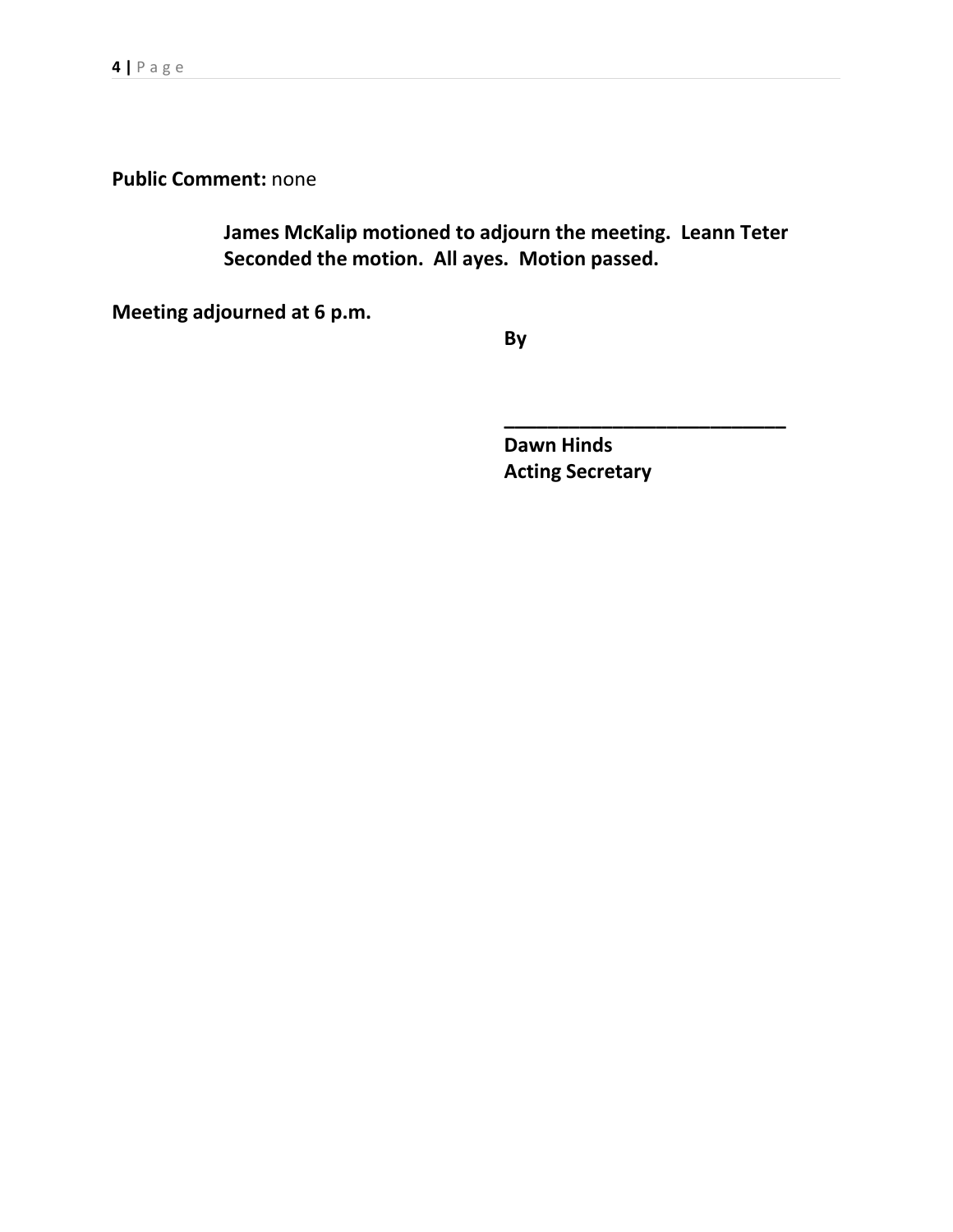**Public Comment:** none

**James McKalip motioned to adjourn the meeting. Leann Teter Seconded the motion. All ayes. Motion passed.**

**Meeting adjourned at 6 p.m.**

**By**

**___________________________**

**Dawn Hinds**
**Acting Secretary**